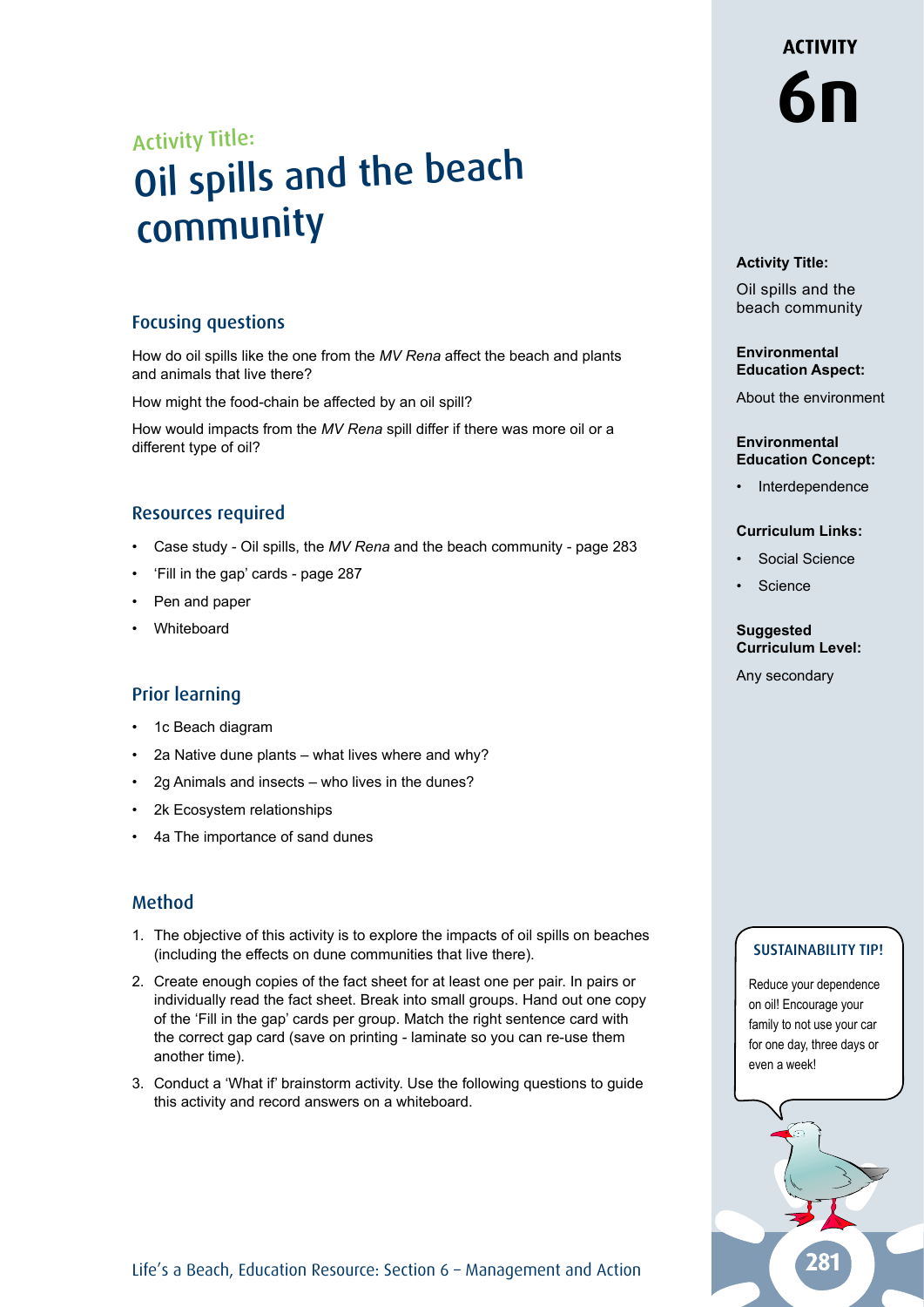# Activity Title:

# Oil spills and the beach community

## Focusing questions

How do oil spills like the one from the *MV Rena* affect the beach and plants and animals that live there?

How might the food-chain be affected by an oil spill?

How would impacts from the *MV Rena* spill differ if there was more oil or a different type of oil?

## Resources required

- Case study - Oil spills, the *MV Rena* and the beach community - page 283
- 'Fill in the gap' cards - page 287
- Pen and paper
- Whiteboard

## Prior learning

- 1c Beach diagram
- 2a Native dune plants – what lives where and why?
- 2g Animals and insects – who lives in the dunes?
- 2k Ecosystem relationships
- 4a The importance of sand dunes

## Method

1. The objective of this activity is to explore the impacts of oil spills on beaches (including the effects on dune communities that live there).
2. Create enough copies of the fact sheet for at least one per pair. In pairs or individually read the fact sheet. Break into small groups. Hand out one copy of the 'Fill in the gap' cards per group. Match the right sentence card with the correct gap card (save on printing - laminate so you can re-use them another time).
3. Conduct a 'What if' brainstorm activity. Use the following questions to guide this activity and record answers on a whiteboard.

**ACTIVITY**

**6n**

**Activity Title:**

Oil spills and the beach community

**Environmental Education Aspect:**

About the environment

**Environmental Education Concept:**

- Interdependence

**Curriculum Links:**

- Social Science
- Science

**Suggested Curriculum Level:**

Any secondary

**SUSTAINABILITY TIP!**

Reduce your dependence on oil! Encourage your family to not use your car for one day, three days or even a week!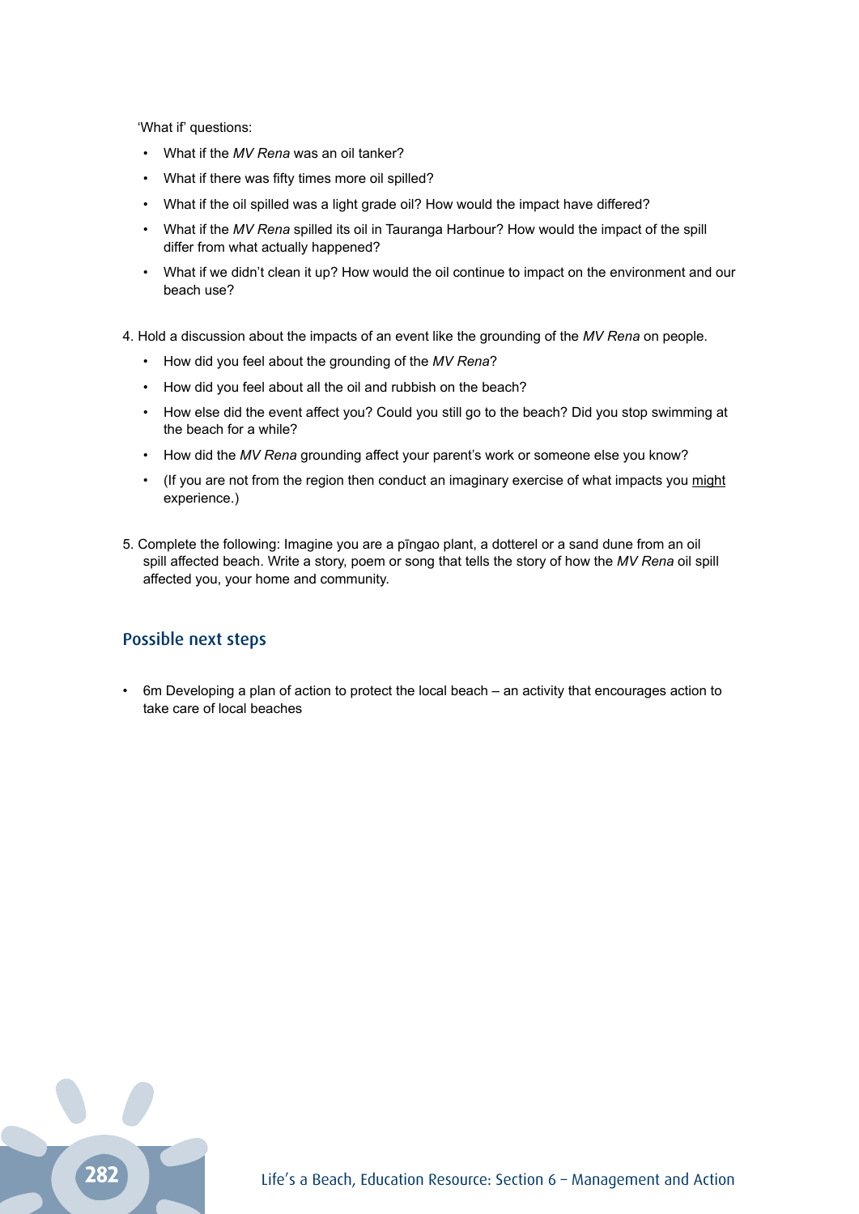'What if' questions:

- What if the *MV Rena* was an oil tanker?
- What if there was fifty times more oil spilled?
- What if the oil spilled was a light grade oil? How would the impact have differed?
- What if the *MV Rena* spilled its oil in Tauranga Harbour? How would the impact of the spill differ from what actually happened?
- What if we didn't clean it up? How would the oil continue to impact on the environment and our beach use?

4. Hold a discussion about the impacts of an event like the grounding of the *MV Rena* on people.
   - How did you feel about the grounding of the *MV Rena*?
   - How did you feel about all the oil and rubbish on the beach?
   - How else did the event affect you? Could you still go to the beach? Did you stop swimming at the beach for a while?
   - How did the *MV Rena* grounding affect your parent's work or someone else you know?
   - (If you are not from the region then conduct an imaginary exercise of what impacts you might experience.)

5. Complete the following: Imagine you are a pīngao plant, a dotterel or a sand dune from an oil spill affected beach. Write a story, poem or song that tells the story of how the *MV Rena* oil spill affected you, your home and community.

## Possible next steps

- 6m Developing a plan of action to protect the local beach – an activity that encourages action to take care of local beaches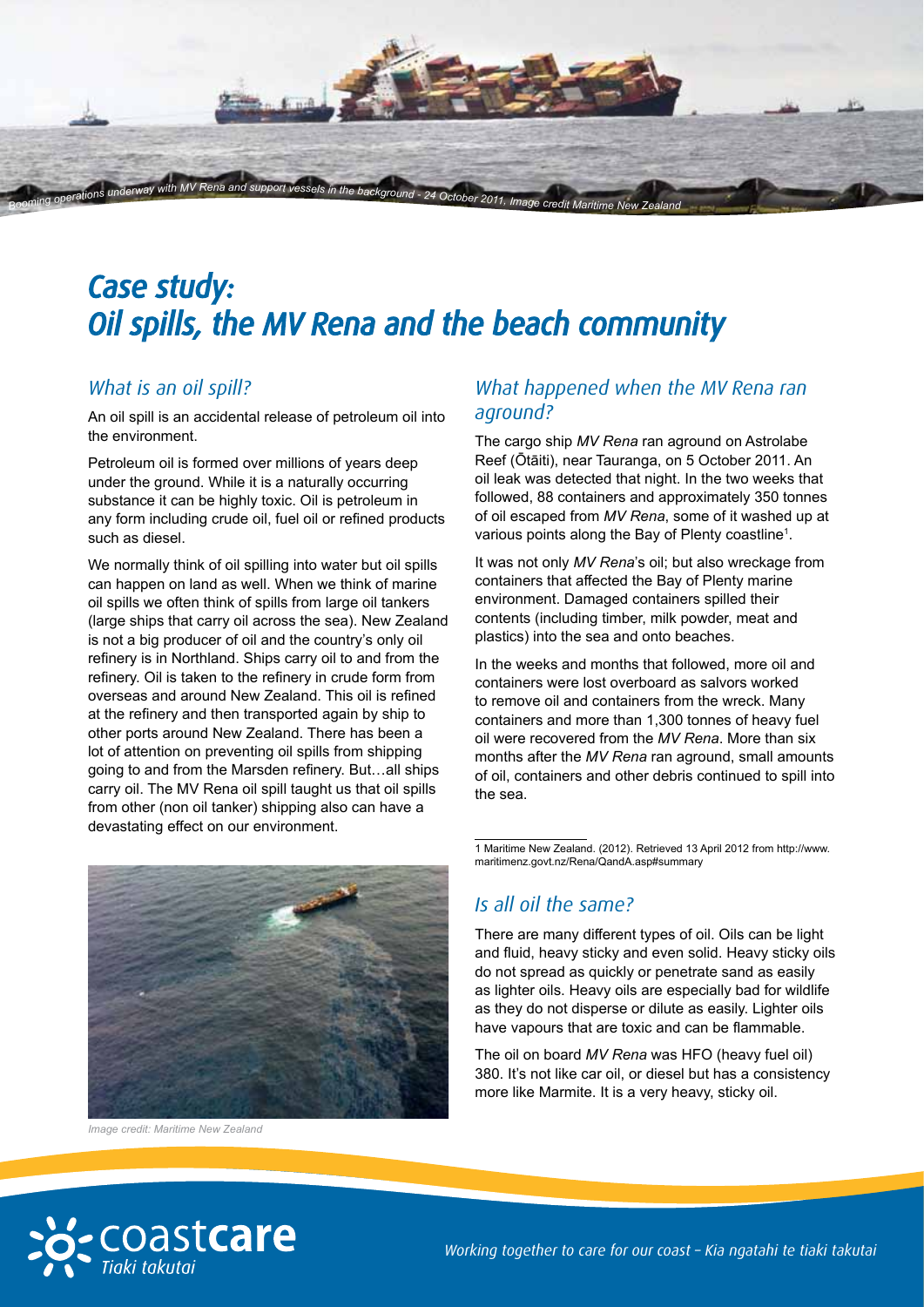Booming operations underway with MV Rena and support vessels in the background - 24 October 2011, Image credit Maritime New Zealand

# *Case study: Oil spills, the MV Rena and the beach community*

## *What is an oil spill?*

An oil spill is an accidental release of petroleum oil into the environment.

Petroleum oil is formed over millions of years deep under the ground. While it is a naturally occurring substance it can be highly toxic. Oil is petroleum in any form including crude oil, fuel oil or refined products such as diesel.

We normally think of oil spilling into water but oil spills can happen on land as well. When we think of marine oil spills we often think of spills from large oil tankers (large ships that carry oil across the sea). New Zealand is not a big producer of oil and the country's only oil refinery is in Northland. Ships carry oil to and from the refinery. Oil is taken to the refinery in crude form from overseas and around New Zealand. This oil is refined at the refinery and then transported again by ship to other ports around New Zealand. There has been a lot of attention on preventing oil spills from shipping going to and from the Marsden refinery. But…all ships carry oil. The MV Rena oil spill taught us that oil spills from other (non oil tanker) shipping also can have a devastating effect on our environment.

*Image credit: Maritime New Zealand*

## *What happened when the MV Rena ran aground?*

The cargo ship *MV Rena* ran aground on Astrolabe Reef (Ōtāiti), near Tauranga, on 5 October 2011. An oil leak was detected that night. In the two weeks that followed, 88 containers and approximately 350 tonnes of oil escaped from *MV Rena*, some of it washed up at various points along the Bay of Plenty coastline[1].

It was not only *MV Rena*'s oil; but also wreckage from containers that affected the Bay of Plenty marine environment. Damaged containers spilled their contents (including timber, milk powder, meat and plastics) into the sea and onto beaches.

In the weeks and months that followed, more oil and containers were lost overboard as salvors worked to remove oil and containers from the wreck. Many containers and more than 1,300 tonnes of heavy fuel oil were recovered from the *MV Rena*. More than six months after the *MV Rena* ran aground, small amounts of oil, containers and other debris continued to spill into the sea.

1 Maritime New Zealand. (2012). Retrieved 13 April 2012 from http://www.maritimenz.govt.nz/Rena/QandA.asp#summary

## *Is all oil the same?*

There are many different types of oil. Oils can be light and fluid, heavy sticky and even solid. Heavy sticky oils do not spread as quickly or penetrate sand as easily as lighter oils. Heavy oils are especially bad for wildlife as they do not disperse or dilute as easily. Lighter oils have vapours that are toxic and can be flammable.

The oil on board *MV Rena* was HFO (heavy fuel oil) 380. It's not like car oil, or diesel but has a consistency more like Marmite. It is a very heavy, sticky oil.

coastcare *Tiaki takutai*

*Working together to care for our coast – Kia ngatahi te tiaki takutai*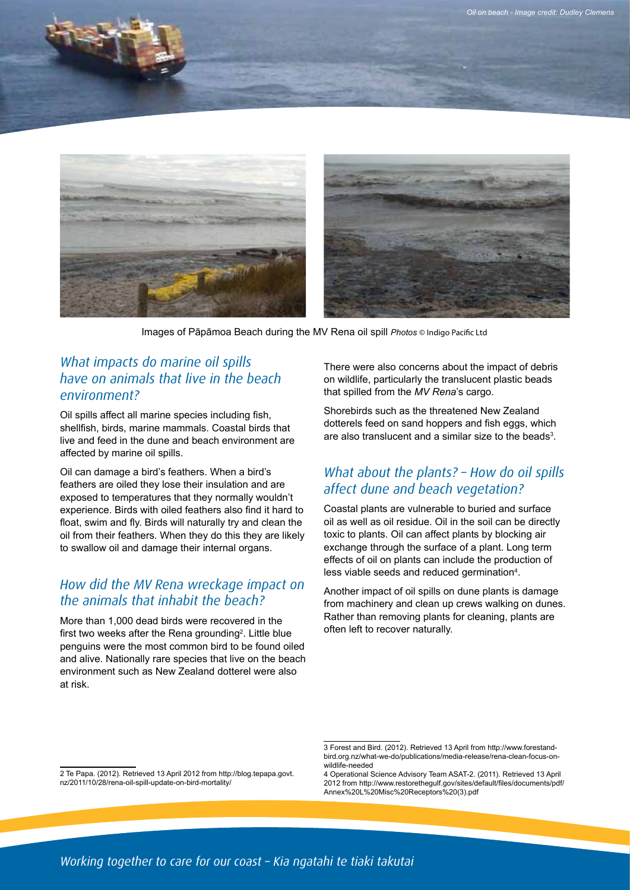Oil on beach - Image credit: Dudley Clemens

Images of Pāpāmoa Beach during the MV Rena oil spill *Photos* © Indigo Pacific Ltd

## *What impacts do marine oil spills have on animals that live in the beach environment?*

Oil spills affect all marine species including fish, shellfish, birds, marine mammals. Coastal birds that live and feed in the dune and beach environment are affected by marine oil spills.

Oil can damage a bird's feathers. When a bird's feathers are oiled they lose their insulation and are exposed to temperatures that they normally wouldn't experience. Birds with oiled feathers also find it hard to float, swim and fly. Birds will naturally try and clean the oil from their feathers. When they do this they are likely to swallow oil and damage their internal organs.

## *How did the MV Rena wreckage impact on the animals that inhabit the beach?*

More than 1,000 dead birds were recovered in the first two weeks after the Rena grounding[2]. Little blue penguins were the most common bird to be found oiled and alive. Nationally rare species that live on the beach environment such as New Zealand dotterel were also at risk.

There were also concerns about the impact of debris on wildlife, particularly the translucent plastic beads that spilled from the *MV Rena*'s cargo.

Shorebirds such as the threatened New Zealand dotterels feed on sand hoppers and fish eggs, which are also translucent and a similar size to the beads[3].

## *What about the plants? – How do oil spills affect dune and beach vegetation?*

Coastal plants are vulnerable to buried and surface oil as well as oil residue. Oil in the soil can be directly toxic to plants. Oil can affect plants by blocking air exchange through the surface of a plant. Long term effects of oil on plants can include the production of less viable seeds and reduced germination[4].

Another impact of oil spills on dune plants is damage from machinery and clean up crews walking on dunes. Rather than removing plants for cleaning, plants are often left to recover naturally.

---

2 Te Papa. (2012). Retrieved 13 April 2012 from http://blog.tepapa.govt.nz/2011/10/28/rena-oil-spill-update-on-bird-mortality/

3 Forest and Bird. (2012). Retrieved 13 April from http://www.forestandbird.org.nz/what-we-do/publications/media-release/rena-clean-focus-on-wildlife-needed

4 Operational Science Advisory Team ASAT-2. (2011). Retrieved 13 April 2012 from http://www.restorethegulf.gov/sites/default/files/documents/pdf/Annex%20L%20Misc%20Receptors%20(3).pdf

*Working together to care for our coast – Kia ngatahi te tiaki takutai*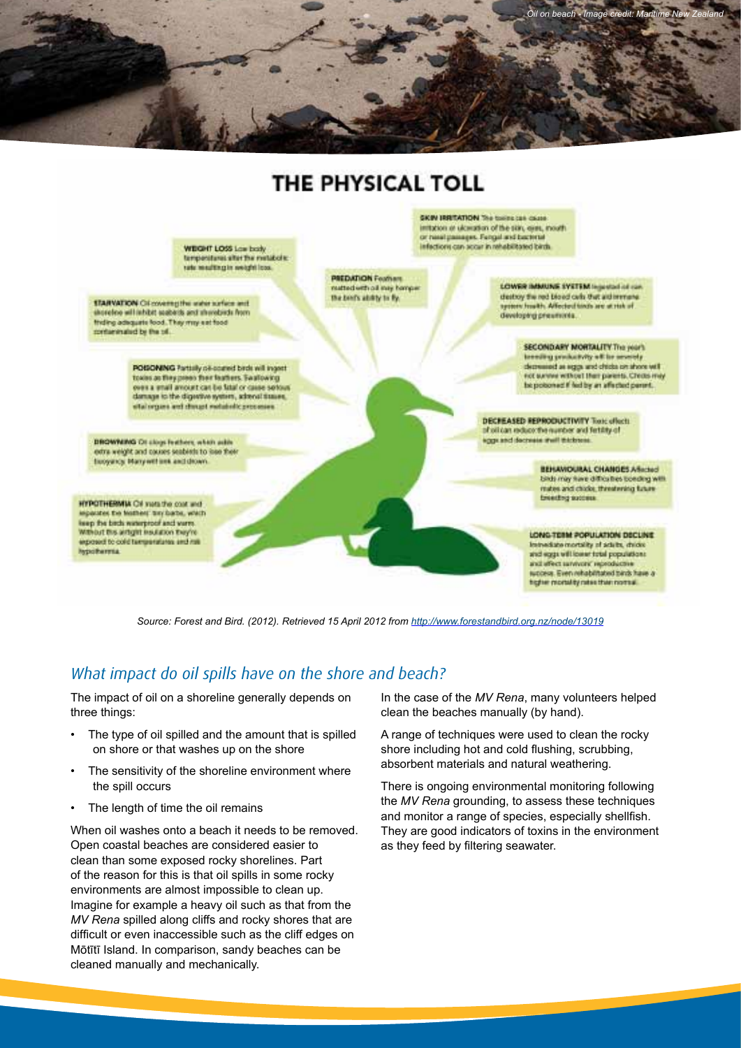Oil on beach - Image credit: Maritime New Zealand

# THE PHYSICAL TOLL

**WEIGHT LOSS** Low body temperatures alter the metabolic rate resulting in weight loss.

**STARVATION** Oil covering the water surface and shoreline will inhibit seabirds and shorebirds from finding adequate food. They may eat food contaminated by the oil.

**POISONING** Partially oil-coated birds will ingest toxins as they preen their feathers. Swallowing even a small amount can be fatal or cause serious damage to the digestive system, adrenal tissues, vital organs and disrupt metabolic processes.

**DROWNING** Oil clogs feathers, which adds extra weight and causes seabirds to lose their buoyancy. Many will sink and drown.

**HYPOTHERMIA** Oil mats the coat and separates the feathers' tiny barbs, which keep the birds waterproof and warm. Without this airtight insulation they're exposed to cold temperatures and risk hypothermia.

**PREDATION** Feathers matted with oil may hamper the bird's ability to fly.

**SKIN IRRITATION** The toxins can cause irritation or ulceration of the skin, eyes, mouth or nasal passages. Fungal and bacterial infections can occur in rehabilitated birds.

**LOWER IMMUNE SYSTEM** Ingested oil can destroy the red blood cells that aid immune system health. Affected birds are at risk of developing pneumonia.

**SECONDARY MORTALITY** The year's breeding productivity will be severely decreased as eggs and chicks on shore will not survive without their parents. Chicks may be poisoned if fed by an affected parent.

**DECREASED REPRODUCTIVITY** Toxic effects of oil can reduce the number and fertility of eggs and decrease shell thickness.

**BEHAVIOURAL CHANGES** Affected birds may have difficulties bonding with mates and chicks, threatening future breeding success.

**LONG-TERM POPULATION DECLINE** Immediate mortality of adults, chicks and eggs will lower total populations and affect survivors' reproductive success. Even rehabilitated birds have a higher mortality rates than normal.

*Source: Forest and Bird. (2012). Retrieved 15 April 2012 from http://www.forestandbird.org.nz/node/13019*

## *What impact do oil spills have on the shore and beach?*

The impact of oil on a shoreline generally depends on three things:

- The type of oil spilled and the amount that is spilled on shore or that washes up on the shore
- The sensitivity of the shoreline environment where the spill occurs
- The length of time the oil remains

When oil washes onto a beach it needs to be removed. Open coastal beaches are considered easier to clean than some exposed rocky shorelines. Part of the reason for this is that oil spills in some rocky environments are almost impossible to clean up. Imagine for example a heavy oil such as that from the *MV Rena* spilled along cliffs and rocky shores that are difficult or even inaccessible such as the cliff edges on Mōtītī Island. In comparison, sandy beaches can be cleaned manually and mechanically.

In the case of the *MV Rena*, many volunteers helped clean the beaches manually (by hand).

A range of techniques were used to clean the rocky shore including hot and cold flushing, scrubbing, absorbent materials and natural weathering.

There is ongoing environmental monitoring following the *MV Rena* grounding, to assess these techniques and monitor a range of species, especially shellfish. They are good indicators of toxins in the environment as they feed by filtering seawater.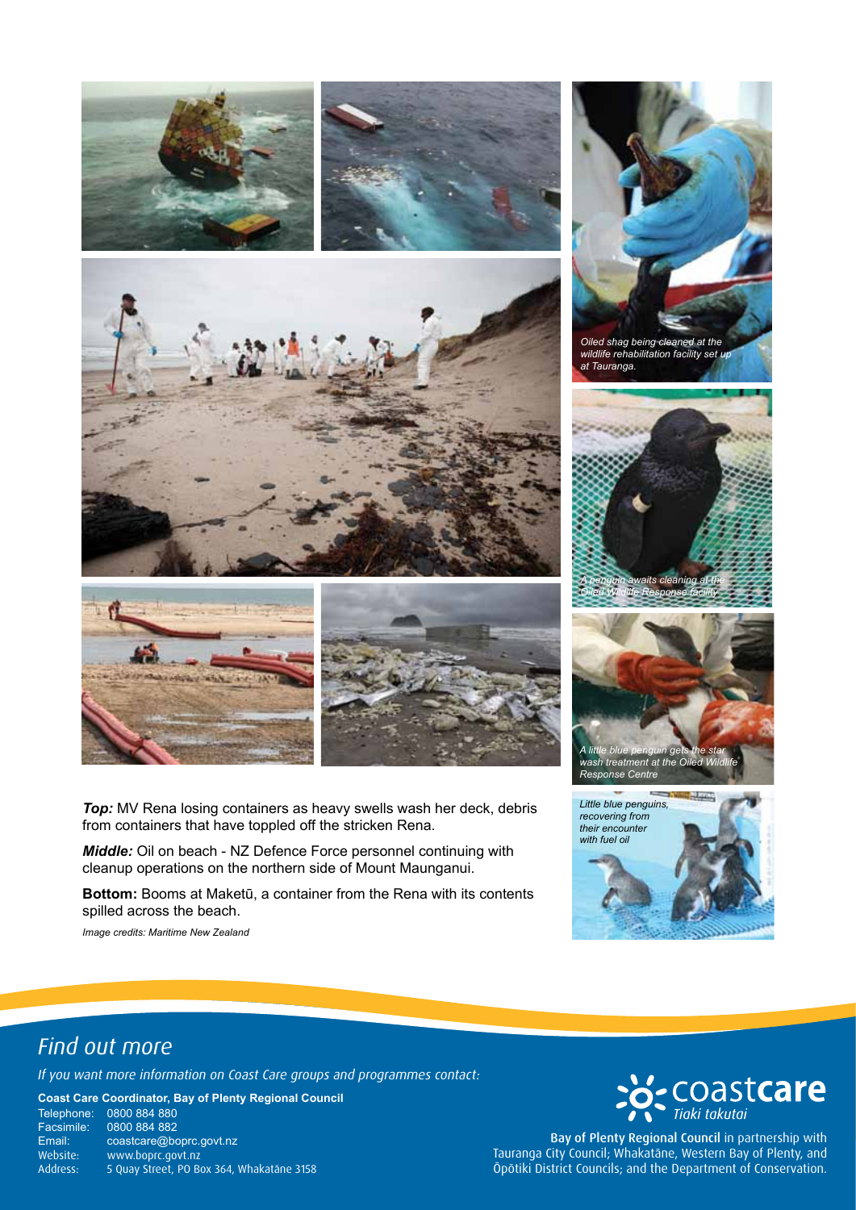Oiled shag being cleaned at the wildlife rehabilitation facility set up at Tauranga.

A penguin awaits cleaning at the Oiled Wildlife Response facility

A little blue penguin gets the star wash treatment at the Oiled Wildlife Response Centre

Little blue penguins, recovering from their encounter with fuel oil

***Top:*** MV Rena losing containers as heavy swells wash her deck, debris from containers that have toppled off the stricken Rena.

***Middle:*** Oil on beach - NZ Defence Force personnel continuing with cleanup operations on the northern side of Mount Maunganui.

**Bottom:** Booms at Maketū, a container from the Rena with its contents spilled across the beach.

*Image credits: Maritime New Zealand*

## *Find out more*

*If you want more information on Coast Care groups and programmes contact:*

**Coast Care Coordinator, Bay of Plenty Regional Council**

Telephone: 0800 884 880
Facsimile: 0800 884 882
Email: coastcare@boprc.govt.nz
Website: www.boprc.govt.nz
Address: 5 Quay Street, PO Box 364, Whakatāne 3158

coast**care** *Tiaki takutai*

**Bay of Plenty Regional Council** in partnership with Tauranga City Council; Whakatāne, Western Bay of Plenty, and Ōpōtiki District Councils; and the Department of Conservation.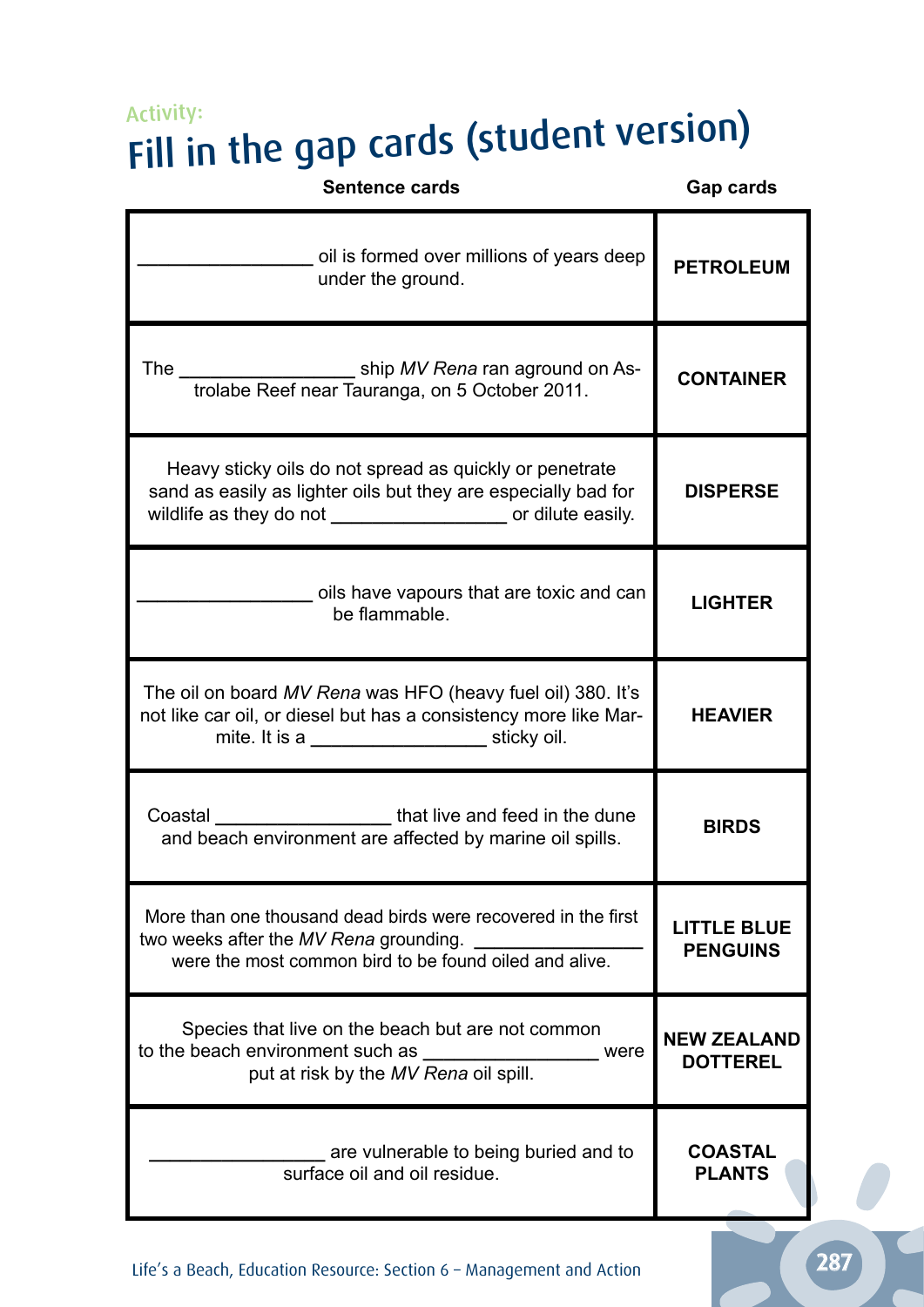Activity:

# Fill in the gap cards (student version)

| Sentence cards | Gap cards |
| --- | --- |
| _________________ oil is formed over millions of years deep under the ground. | **PETROLEUM** |
| The _________________ ship *MV Rena* ran aground on Astrolabe Reef near Tauranga, on 5 October 2011. | **CONTAINER** |
| Heavy sticky oils do not spread as quickly or penetrate sand as easily as lighter oils but they are especially bad for wildlife as they do not _________________ or dilute easily. | **DISPERSE** |
| _________________ oils have vapours that are toxic and can be flammable. | **LIGHTER** |
| The oil on board *MV Rena* was HFO (heavy fuel oil) 380. It's not like car oil, or diesel but has a consistency more like Marmite. It is a _________________ sticky oil. | **HEAVIER** |
| Coastal _________________ that live and feed in the dune and beach environment are affected by marine oil spills. | **BIRDS** |
| More than one thousand dead birds were recovered in the first two weeks after the *MV Rena* grounding. _________________ were the most common bird to be found oiled and alive. | **LITTLE BLUE PENGUINS** |
| Species that live on the beach but are not common to the beach environment such as _________________ were put at risk by the *MV Rena* oil spill. | **NEW ZEALAND DOTTEREL** |
| _________________ are vulnerable to being buried and to surface oil and oil residue. | **COASTAL PLANTS** |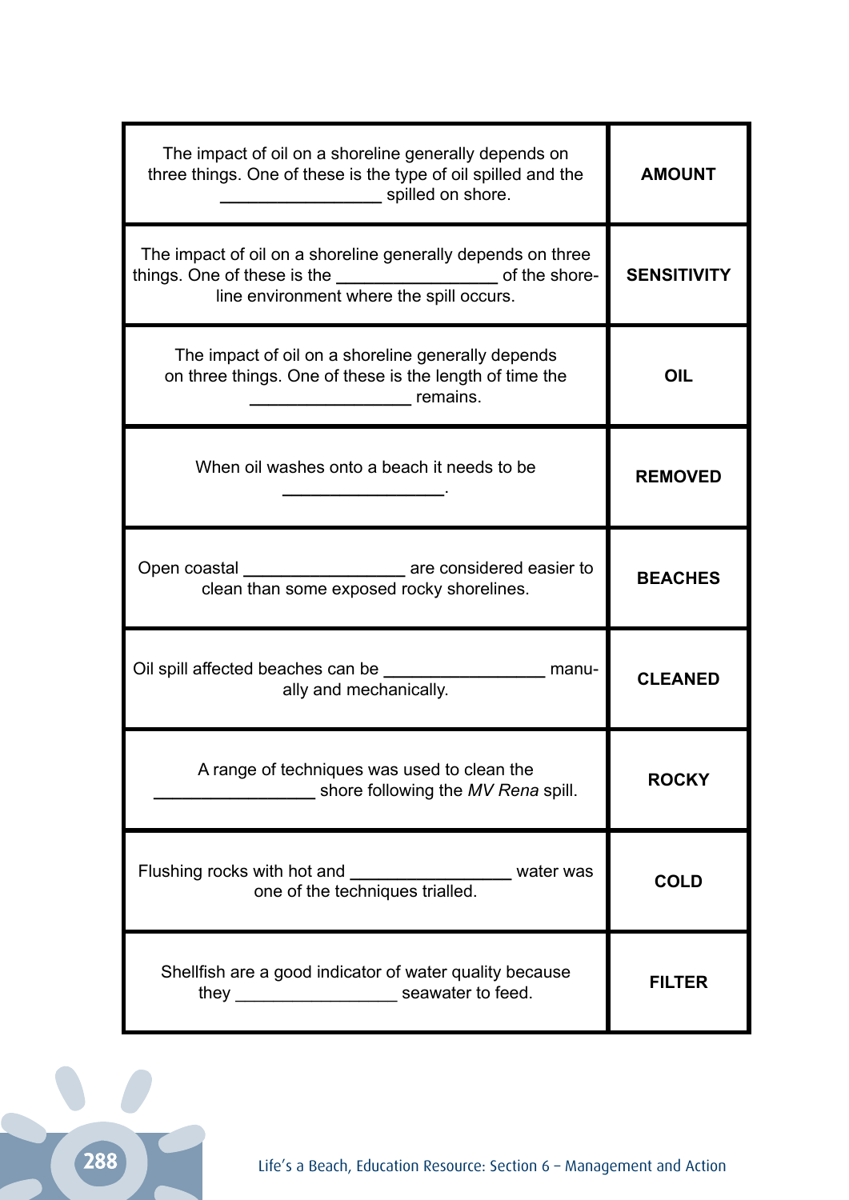| | |
|---|---|
| The impact of oil on a shoreline generally depends on three things. One of these is the type of oil spilled and the _________________ spilled on shore. | **AMOUNT** |
| The impact of oil on a shoreline generally depends on three things. One of these is the _________________ of the shoreline environment where the spill occurs. | **SENSITIVITY** |
| The impact of oil on a shoreline generally depends on three things. One of these is the length of time the _________________ remains. | **OIL** |
| When oil washes onto a beach it needs to be _________________. | **REMOVED** |
| Open coastal _________________ are considered easier to clean than some exposed rocky shorelines. | **BEACHES** |
| Oil spill affected beaches can be _________________ manually and mechanically. | **CLEANED** |
| A range of techniques was used to clean the _________________ shore following the *MV Rena* spill. | **ROCKY** |
| Flushing rocks with hot and _________________ water was one of the techniques trialled. | **COLD** |
| Shellfish are a good indicator of water quality because they _________________ seawater to feed. | **FILTER** |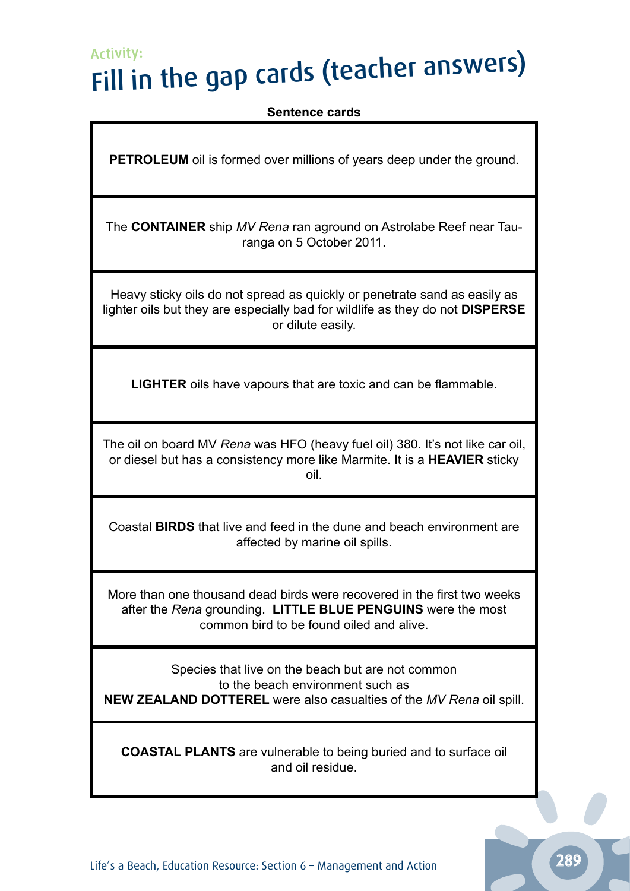Activity:

# Fill in the gap cards (teacher answers)

**Sentence cards**

| |
|---|
| **PETROLEUM** oil is formed over millions of years deep under the ground. |
| The **CONTAINER** ship *MV Rena* ran aground on Astrolabe Reef near Tauranga on 5 October 2011. |
| Heavy sticky oils do not spread as quickly or penetrate sand as easily as lighter oils but they are especially bad for wildlife as they do not **DISPERSE** or dilute easily. |
| **LIGHTER** oils have vapours that are toxic and can be flammable. |
| The oil on board MV *Rena* was HFO (heavy fuel oil) 380. It's not like car oil, or diesel but has a consistency more like Marmite. It is a **HEAVIER** sticky oil. |
| Coastal **BIRDS** that live and feed in the dune and beach environment are affected by marine oil spills. |
| More than one thousand dead birds were recovered in the first two weeks after the *Rena* grounding. **LITTLE BLUE PENGUINS** were the most common bird to be found oiled and alive. |
| Species that live on the beach but are not common to the beach environment such as **NEW ZEALAND DOTTEREL** were also casualties of the *MV Rena* oil spill. |
| **COASTAL PLANTS** are vulnerable to being buried and to surface oil and oil residue. |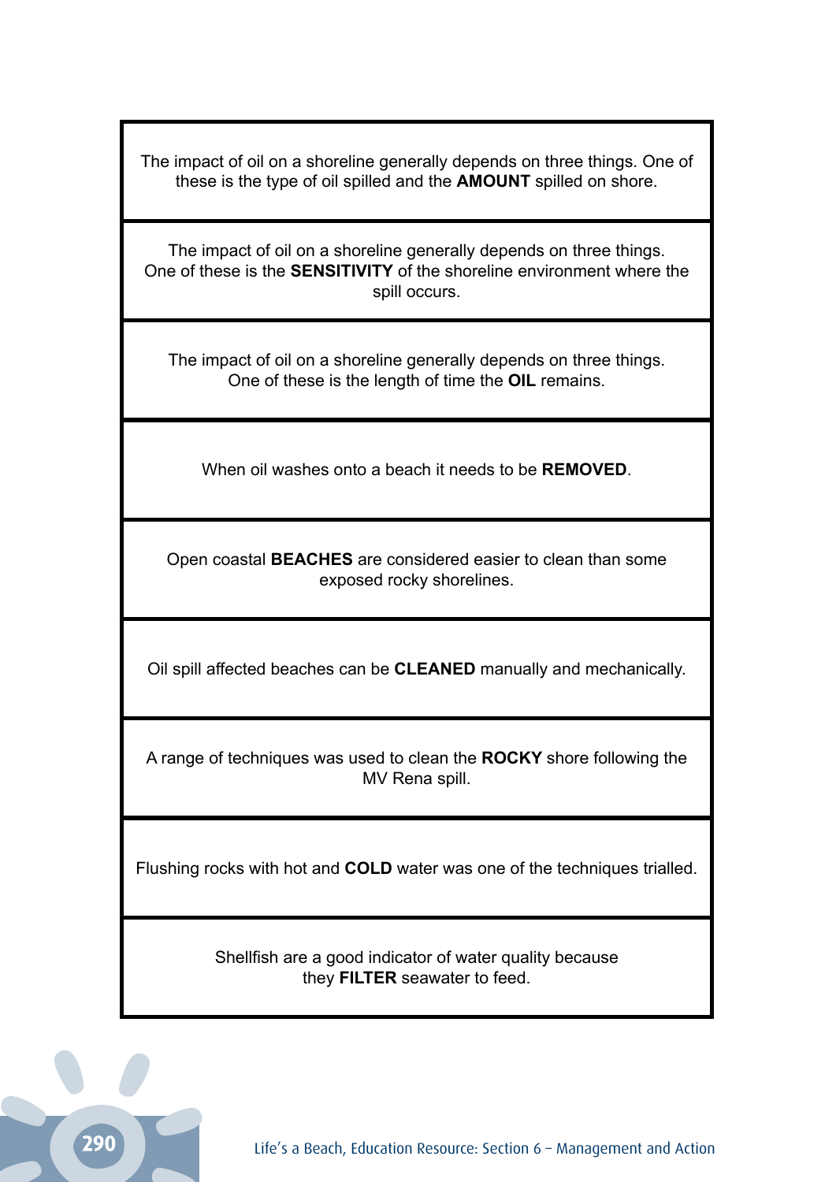| |
|---|
| The impact of oil on a shoreline generally depends on three things. One of these is the type of oil spilled and the **AMOUNT** spilled on shore. |
| The impact of oil on a shoreline generally depends on three things. One of these is the **SENSITIVITY** of the shoreline environment where the spill occurs. |
| The impact of oil on a shoreline generally depends on three things. One of these is the length of time the **OIL** remains. |
| When oil washes onto a beach it needs to be **REMOVED**. |
| Open coastal **BEACHES** are considered easier to clean than some exposed rocky shorelines. |
| Oil spill affected beaches can be **CLEANED** manually and mechanically. |
| A range of techniques was used to clean the **ROCKY** shore following the MV Rena spill. |
| Flushing rocks with hot and **COLD** water was one of the techniques trialled. |
| Shellfish are a good indicator of water quality because they **FILTER** seawater to feed. |